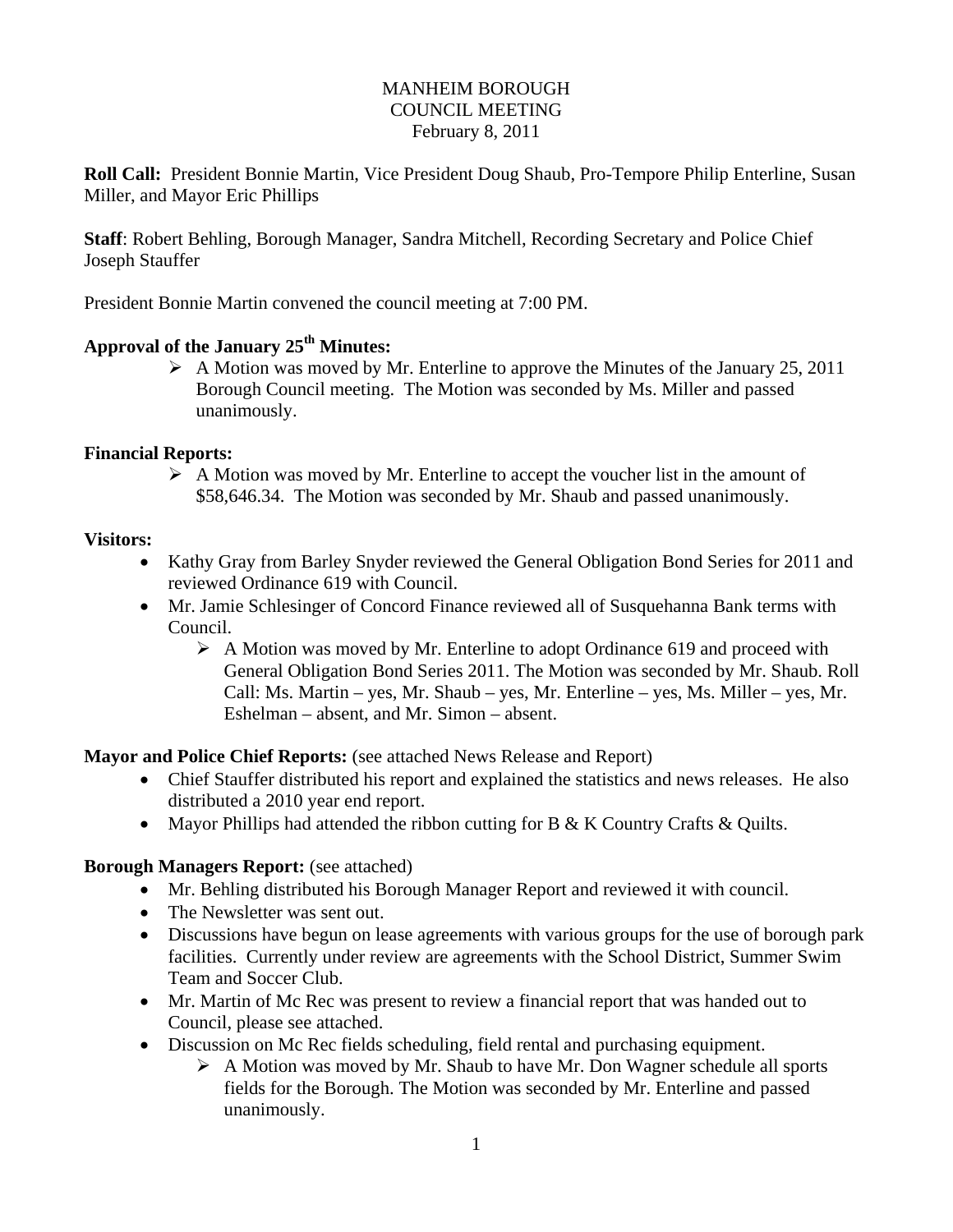# MANHEIM BOROUGH
## COUNCIL MEETING
### February 8, 2011

**Roll Call:** President Bonnie Martin, Vice President Doug Shaub, Pro-Tempore Philip Enterline, Susan Miller, and Mayor Eric Phillips

**Staff**: Robert Behling, Borough Manager, Sandra Mitchell, Recording Secretary and Police Chief Joseph Stauffer

President Bonnie Martin convened the council meeting at 7:00 PM.

**Approval of the January 25th Minutes:**

- ➢ A Motion was moved by Mr. Enterline to approve the Minutes of the January 25, 2011 Borough Council meeting. The Motion was seconded by Ms. Miller and passed unanimously.

**Financial Reports:**

- ➢ A Motion was moved by Mr. Enterline to accept the voucher list in the amount of $58,646.34. The Motion was seconded by Mr. Shaub and passed unanimously.

**Visitors:**

- Kathy Gray from Barley Snyder reviewed the General Obligation Bond Series for 2011 and reviewed Ordinance 619 with Council.
- Mr. Jamie Schlesinger of Concord Finance reviewed all of Susquehanna Bank terms with Council.
  - ➢ A Motion was moved by Mr. Enterline to adopt Ordinance 619 and proceed with General Obligation Bond Series 2011. The Motion was seconded by Mr. Shaub. Roll Call: Ms. Martin – yes, Mr. Shaub – yes, Mr. Enterline – yes, Ms. Miller – yes, Mr. Eshelman – absent, and Mr. Simon – absent.

**Mayor and Police Chief Reports:** (see attached News Release and Report)

- Chief Stauffer distributed his report and explained the statistics and news releases. He also distributed a 2010 year end report.
- Mayor Phillips had attended the ribbon cutting for B & K Country Crafts & Quilts.

**Borough Managers Report:** (see attached)

- Mr. Behling distributed his Borough Manager Report and reviewed it with council.
- The Newsletter was sent out.
- Discussions have begun on lease agreements with various groups for the use of borough park facilities. Currently under review are agreements with the School District, Summer Swim Team and Soccer Club.
- Mr. Martin of Mc Rec was present to review a financial report that was handed out to Council, please see attached.
- Discussion on Mc Rec fields scheduling, field rental and purchasing equipment.
  - ➢ A Motion was moved by Mr. Shaub to have Mr. Don Wagner schedule all sports fields for the Borough. The Motion was seconded by Mr. Enterline and passed unanimously.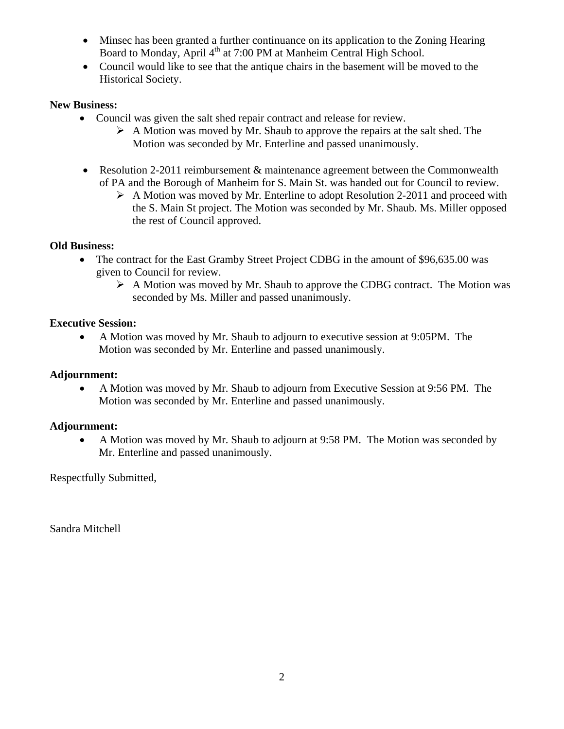- Minsec has been granted a further continuance on its application to the Zoning Hearing Board to Monday, April 4th at 7:00 PM at Manheim Central High School.
- Council would like to see that the antique chairs in the basement will be moved to the Historical Society.

**New Business:**

- Council was given the salt shed repair contract and release for review.
  - A Motion was moved by Mr. Shaub to approve the repairs at the salt shed. The Motion was seconded by Mr. Enterline and passed unanimously.

- Resolution 2-2011 reimbursement & maintenance agreement between the Commonwealth of PA and the Borough of Manheim for S. Main St. was handed out for Council to review.
  - A Motion was moved by Mr. Enterline to adopt Resolution 2-2011 and proceed with the S. Main St project. The Motion was seconded by Mr. Shaub. Ms. Miller opposed the rest of Council approved.

**Old Business:**

- The contract for the East Gramby Street Project CDBG in the amount of $96,635.00 was given to Council for review.
  - A Motion was moved by Mr. Shaub to approve the CDBG contract. The Motion was seconded by Ms. Miller and passed unanimously.

**Executive Session:**

- A Motion was moved by Mr. Shaub to adjourn to executive session at 9:05PM. The Motion was seconded by Mr. Enterline and passed unanimously.

**Adjournment:**

- A Motion was moved by Mr. Shaub to adjourn from Executive Session at 9:56 PM. The Motion was seconded by Mr. Enterline and passed unanimously.

**Adjournment:**

- A Motion was moved by Mr. Shaub to adjourn at 9:58 PM. The Motion was seconded by Mr. Enterline and passed unanimously.

Respectfully Submitted,

Sandra Mitchell